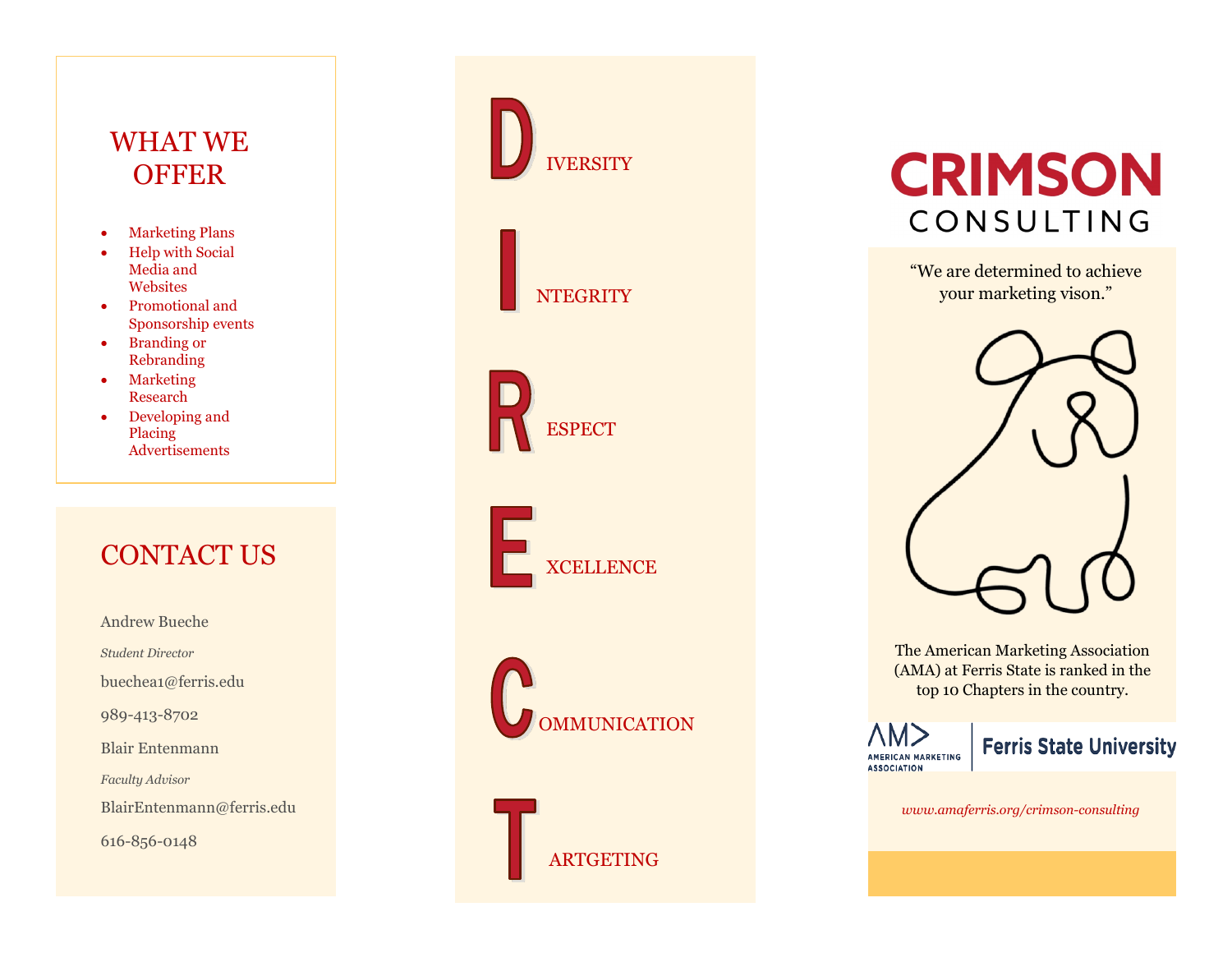## WHAT WE OFFER

- Marketing Plans
- Help with Social Media and Websites
- Promotional and Sponsorship events
- Branding or Rebranding
- Marketing Research
- Developing and Placing Advertisements

## CONTACT US

Andrew Bueche

*Student Director*

buechea1@ferris.edu

989-413-8702

Blair Entenmann

*Faculty Advisor*

BlairEntenmann@ferris.edu

616-856-0148

**D** IVERSITY

**I** NTEGRITY

**R** ESPECT

**E** XCELLENCE

**C** OMMUNICATION

**T** ARTGETING

# CRIMSON CONSULTING

"We are determined to achieve your marketing vison."

The American Marketing Association (AMA) at Ferris State is ranked in the top 10 Chapters in the country.

AMERICAN MARKETING ASSOCIATION | Ferris State University

*www.amaferris.org/crimson-consulting*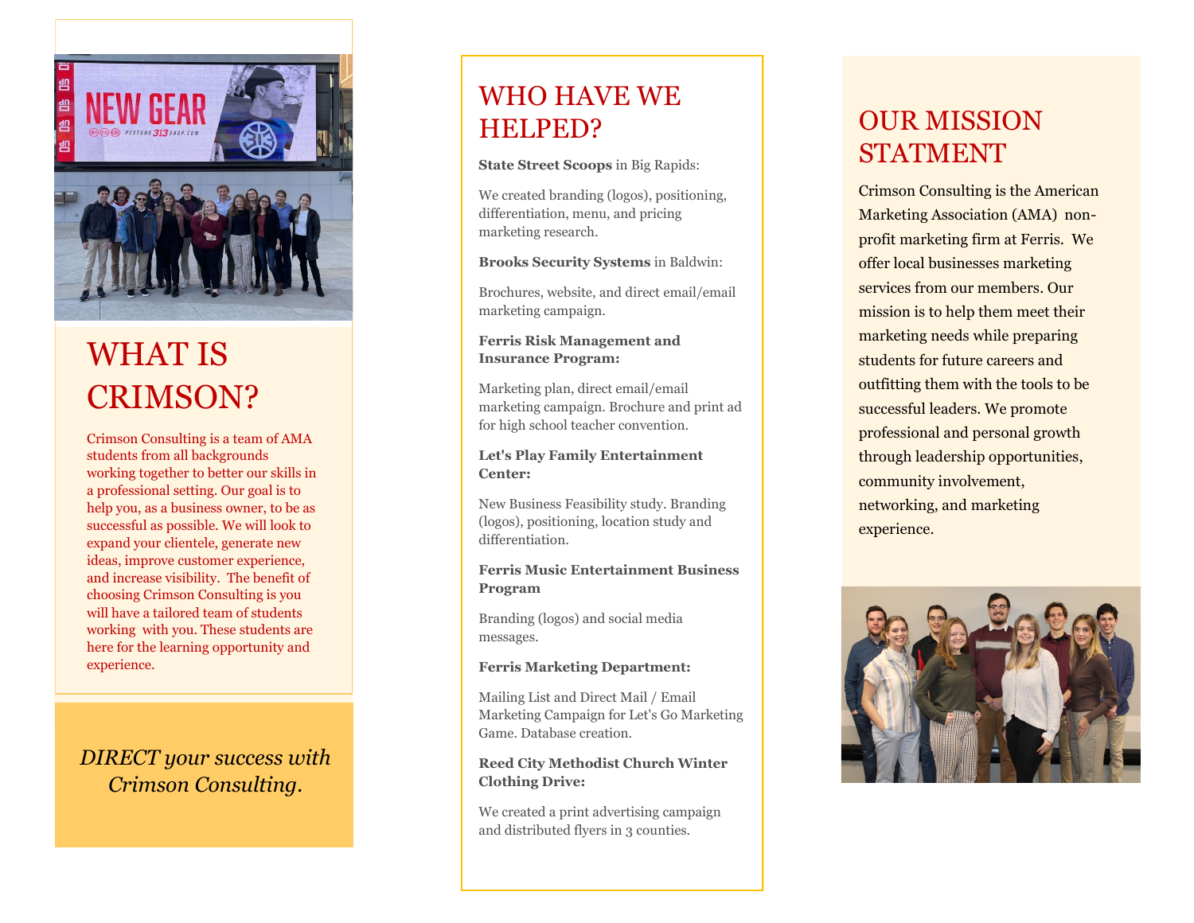# WHAT IS CRIMSON?

Crimson Consulting is a team of AMA students from all backgrounds working together to better our skills in a professional setting. Our goal is to help you, as a business owner, to be as successful as possible. We will look to expand your clientele, generate new ideas, improve customer experience, and increase visibility. The benefit of choosing Crimson Consulting is you will have a tailored team of students working with you. These students are here for the learning opportunity and experience.

*DIRECT your success with Crimson Consulting.*

# WHO HAVE WE HELPED?

**State Street Scoops** in Big Rapids:

We created branding (logos), positioning, differentiation, menu, and pricing marketing research.

**Brooks Security Systems** in Baldwin:

Brochures, website, and direct email/email marketing campaign.

**Ferris Risk Management and Insurance Program:**

Marketing plan, direct email/email marketing campaign. Brochure and print ad for high school teacher convention.

**Let's Play Family Entertainment Center:**

New Business Feasibility study. Branding (logos), positioning, location study and differentiation.

**Ferris Music Entertainment Business Program**

Branding (logos) and social media messages.

**Ferris Marketing Department:**

Mailing List and Direct Mail / Email Marketing Campaign for Let's Go Marketing Game. Database creation.

**Reed City Methodist Church Winter Clothing Drive:**

We created a print advertising campaign and distributed flyers in 3 counties.

# OUR MISSION STATMENT

Crimson Consulting is the American Marketing Association (AMA) non-profit marketing firm at Ferris. We offer local businesses marketing services from our members. Our mission is to help them meet their marketing needs while preparing students for future careers and outfitting them with the tools to be successful leaders. We promote professional and personal growth through leadership opportunities, community involvement, networking, and marketing experience.